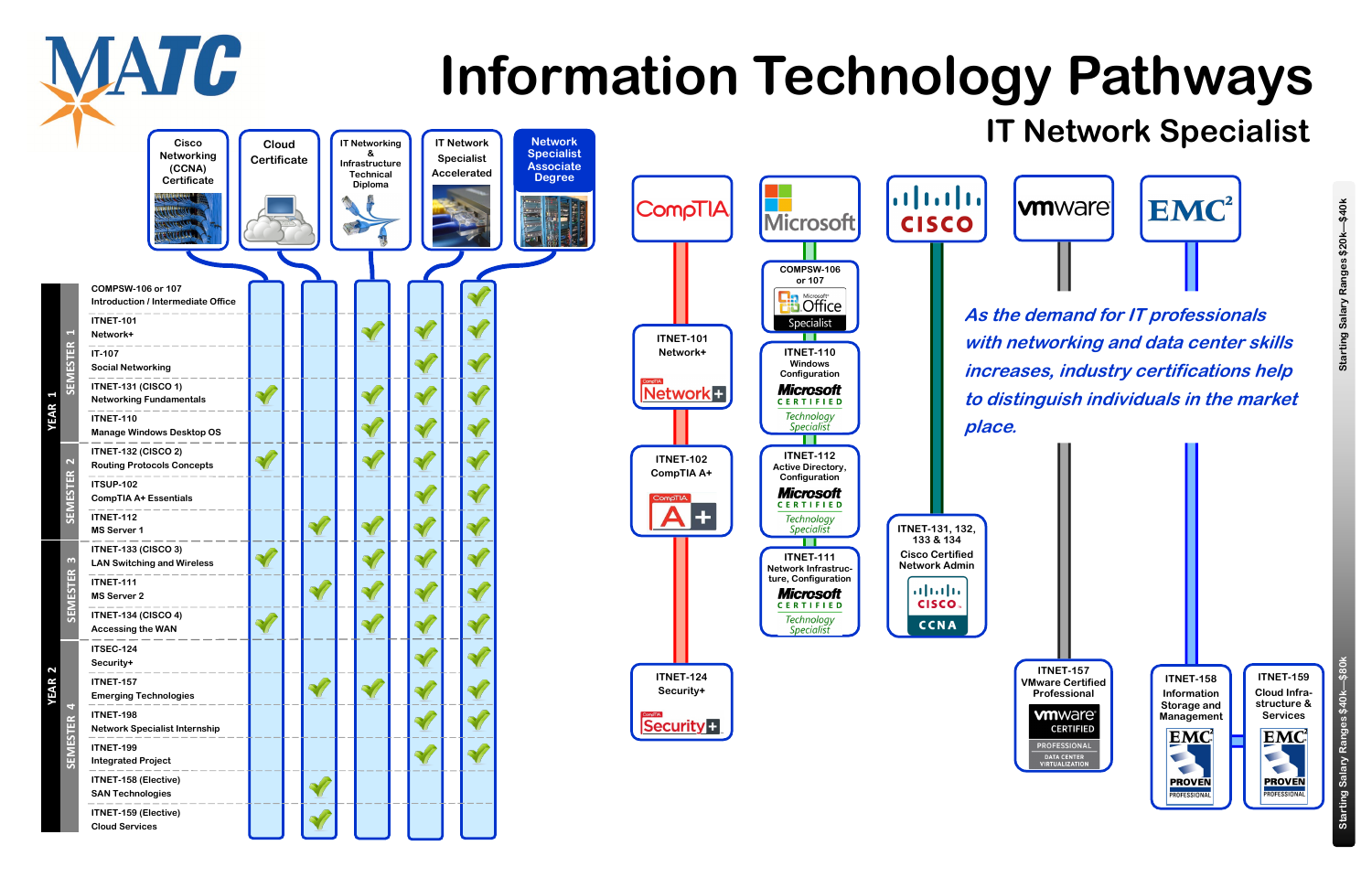# Information Technology Pathways

## IT Network Specialist

| Year | Semester | Course | Cisco Networking (CCNA) Certificate | Cloud Certificate | IT Networking & Infrastructure Technical Diploma | IT Network Specialist Accelerated | Network Specialist Associate Degree |
|---|---|---|---|---|---|---|---|
| YEAR 1 | SEMESTER 1 | COMPSW-106 or 107 Introduction / Intermediate Office | | | | | ✓ |
| | | ITNET-101 Network+ | | | ✓ | ✓ | ✓ |
| | | IT-107 Social Networking | | | | ✓ | ✓ |
| | | ITNET-131 (CISCO 1) Networking Fundamentals | ✓ | | ✓ | ✓ | ✓ |
| | | ITNET-110 Manage Windows Desktop OS | | | ✓ | ✓ | ✓ |
| | SEMESTER 2 | ITNET-132 (CISCO 2) Routing Protocols Concepts | ✓ | | ✓ | ✓ | ✓ |
| | | ITSUP-102 CompTIA A+ Essentials | | | ✓ | ✓ | ✓ |
| | | ITNET-112 MS Server 1 | | ✓ | ✓ | ✓ | ✓ |
| YEAR 2 | SEMESTER 3 | ITNET-133 (CISCO 3) LAN Switching and Wireless | ✓ | | ✓ | ✓ | ✓ |
| | | ITNET-111 MS Server 2 | | ✓ | ✓ | ✓ | ✓ |
| | | ITNET-134 (CISCO 4) Accessing the WAN | ✓ | | ✓ | ✓ | ✓ |
| | SEMESTER 4 | ITSEC-124 Security+ | | | | ✓ | ✓ |
| | | ITNET-157 Emerging Technologies | | ✓ | ✓ | ✓ | ✓ |
| | | ITNET-198 Network Specialist Internship | | | | ✓ | ✓ |
| | | ITNET-199 Integrated Project | | | | ✓ | ✓ |
| | | ITNET-158 (Elective) SAN Technologies | | ✓ | | | |
| | | ITNET-159 (Elective) Cloud Services | | ✓ | | | |

### Industry Certification Pathways

**CompTIA**
- ITNET-101 Network+ — CompTIA Network+
- ITNET-102 CompTIA A+ — CompTIA A+
- ITNET-124 Security+ — CompTIA Security+

**Microsoft**
- COMPSW-106 or 107 — Microsoft Office Specialist
- ITNET-110 Windows Configuration — Microsoft Certified Technology Specialist
- ITNET-112 Active Directory, Configuration — Microsoft Certified Technology Specialist
- ITNET-111 Network Infrastructure, Configuration — Microsoft Certified Technology Specialist

**Cisco**
- ITNET-131, 132, 133 & 134 Cisco Certified Network Admin — Cisco CCNA

**VMware**
- ITNET-157 VMware Certified Professional — VMware Certified Professional, Data Center Virtualization

**EMC²**
- ITNET-158 Information Storage and Management — EMC² Proven Professional
- ITNET-159 Cloud Infrastructure & Services — EMC² Proven Professional

*As the demand for IT professionals with networking and data center skills increases, industry certifications help to distinguish individuals in the market place.*

Starting Salary Ranges $20k—$40k

Starting Salary Ranges $40k—$80k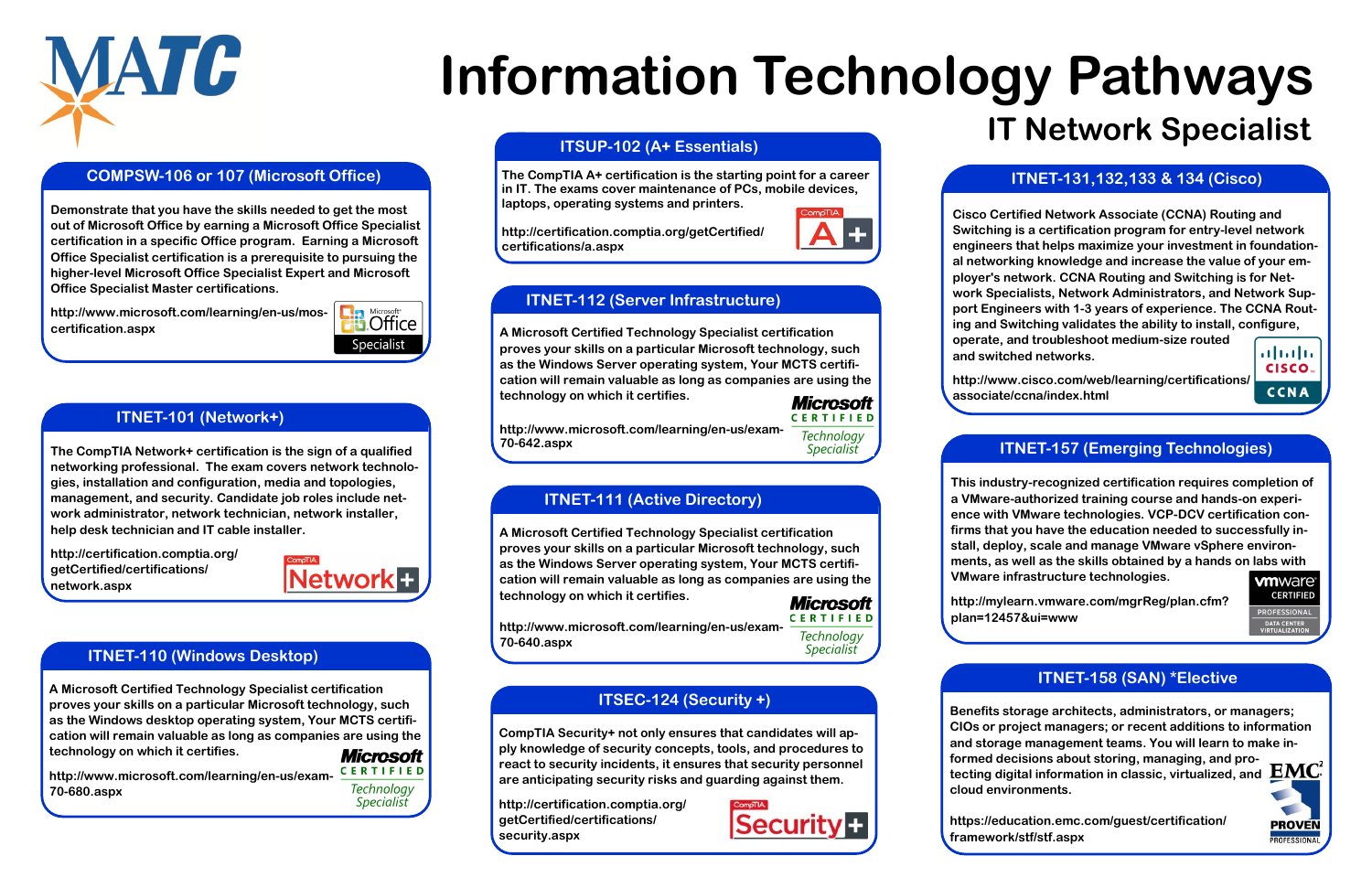# Information Technology Pathways

## IT Network Specialist

### COMPSW-106 or 107 (Microsoft Office)

Demonstrate that you have the skills needed to get the most out of Microsoft Office by earning a Microsoft Office Specialist certification in a specific Office program. Earning a Microsoft Office Specialist certification is a prerequisite to pursuing the higher-level Microsoft Office Specialist Expert and Microsoft Office Specialist Master certifications.

http://www.microsoft.com/learning/en-us/mos-certification.aspx

### ITNET-101 (Network+)

The CompTIA Network+ certification is the sign of a qualified networking professional. The exam covers network technologies, installation and configuration, media and topologies, management, and security. Candidate job roles include network administrator, network technician, network installer, help desk technician and IT cable installer.

http://certification.comptia.org/getCertified/certifications/network.aspx

### ITNET-110 (Windows Desktop)

A Microsoft Certified Technology Specialist certification proves your skills on a particular Microsoft technology, such as the Windows desktop operating system, Your MCTS certification will remain valuable as long as companies are using the technology on which it certifies.

http://www.microsoft.com/learning/en-us/exam-70-680.aspx

### ITSUP-102 (A+ Essentials)

The CompTIA A+ certification is the starting point for a career in IT. The exams cover maintenance of PCs, mobile devices, laptops, operating systems and printers.

http://certification.comptia.org/getCertified/certifications/a.aspx

### ITNET-112 (Server Infrastructure)

A Microsoft Certified Technology Specialist certification proves your skills on a particular Microsoft technology, such as the Windows Server operating system, Your MCTS certification will remain valuable as long as companies are using the technology on which it certifies.

http://www.microsoft.com/learning/en-us/exam-70-642.aspx

### ITNET-111 (Active Directory)

A Microsoft Certified Technology Specialist certification proves your skills on a particular Microsoft technology, such as the Windows Server operating system, Your MCTS certification will remain valuable as long as companies are using the technology on which it certifies.

http://www.microsoft.com/learning/en-us/exam-70-640.aspx

### ITSEC-124 (Security +)

CompTIA Security+ not only ensures that candidates will apply knowledge of security concepts, tools, and procedures to react to security incidents, it ensures that security personnel are anticipating security risks and guarding against them.

http://certification.comptia.org/getCertified/certifications/security.aspx

### ITNET-131,132,133 & 134 (Cisco)

Cisco Certified Network Associate (CCNA) Routing and Switching is a certification program for entry-level network engineers that helps maximize your investment in foundational networking knowledge and increase the value of your employer's network. CCNA Routing and Switching is for Network Specialists, Network Administrators, and Network Support Engineers with 1-3 years of experience. The CCNA Routing and Switching validates the ability to install, configure, operate, and troubleshoot medium-size routed and switched networks.

http://www.cisco.com/web/learning/certifications/associate/ccna/index.html

### ITNET-157 (Emerging Technologies)

This industry-recognized certification requires completion of a VMware-authorized training course and hands-on experience with VMware technologies. VCP-DCV certification confirms that you have the education needed to successfully install, deploy, scale and manage VMware vSphere environments, as well as the skills obtained by a hands on labs with VMware infrastructure technologies.

http://mylearn.vmware.com/mgrReg/plan.cfm?plan=12457&ui=www

### ITNET-158 (SAN) *Elective

Benefits storage architects, administrators, or managers; CIOs or project managers; or recent additions to information and storage management teams. You will learn to make informed decisions about storing, managing, and protecting digital information in classic, virtualized, and cloud environments.

https://education.emc.com/guest/certification/framework/stf/stf.aspx